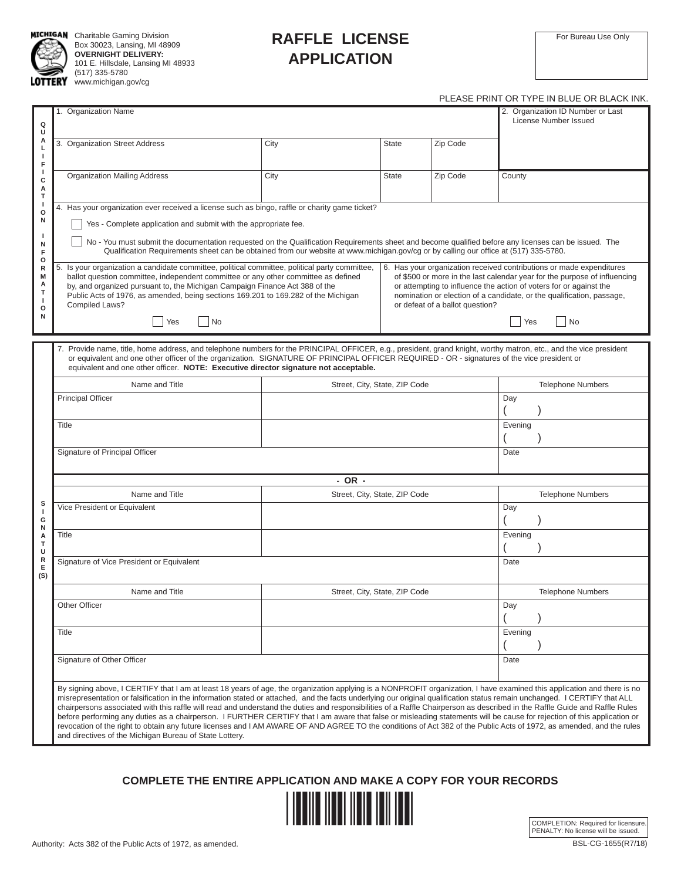Charitable Gaming Division
Box 30023, Lansing, MI 48909
**OVERNIGHT DELIVERY:**
101 E. Hillsdale, Lansing MI 48933
(517) 335-5780
www.michigan.gov/cg

# RAFFLE LICENSE APPLICATION

For Bureau Use Only

PLEASE PRINT OR TYPE IN BLUE OR BLACK INK.

## QUALIFICATION INFORMATION

| 1. Organization Name | | | | 2. Organization ID Number or Last License Number Issued |
|---|---|---|---|---|
| 3. Organization Street Address | City | State | Zip Code | |
| Organization Mailing Address | City | State | Zip Code | County |

4. Has your organization ever received a license such as bingo, raffle or charity game ticket?

☐ Yes - Complete application and submit with the appropriate fee.

☐ No - You must submit the documentation requested on the Qualification Requirements sheet and become qualified before any licenses can be issued. The Qualification Requirements sheet can be obtained from our website at www.michigan.gov/cg or by calling our office at (517) 335-5780.

5. Is your organization a candidate committee, political committee, political party committee, ballot question committee, independent committee or any other committee as defined by, and organized pursuant to, the Michigan Campaign Finance Act 388 of the Public Acts of 1976, as amended, being sections 169.201 to 169.282 of the Michigan Compiled Laws?

☐ Yes ☐ No

6. Has your organization received contributions or made expenditures of $500 or more in the last calendar year for the purpose of influencing or attempting to influence the action of voters for or against the nomination or election of a candidate, or the qualification, passage, or defeat of a ballot question?

☐ Yes ☐ No

## SIGNATURE(S)

7. Provide name, title, home address, and telephone numbers for the PRINCIPAL OFFICER, e.g., president, grand knight, worthy matron, etc., and the vice president or equivalent and one other officer of the organization. SIGNATURE OF PRINCIPAL OFFICER REQUIRED - OR - signatures of the vice president or equivalent and one other officer. **NOTE: Executive director signature not acceptable.**

| Name and Title | Street, City, State, ZIP Code | Telephone Numbers |
|---|---|---|
| Principal Officer | | Day ( ) |
| Title | | Evening ( ) |
| Signature of Principal Officer | | Date |

**- OR -**

| Name and Title | Street, City, State, ZIP Code | Telephone Numbers |
|---|---|---|
| Vice President or Equivalent | | Day ( ) |
| Title | | Evening ( ) |
| Signature of Vice President or Equivalent | | Date |

| Name and Title | Street, City, State, ZIP Code | Telephone Numbers |
|---|---|---|
| Other Officer | | Day ( ) |
| Title | | Evening ( ) |
| Signature of Other Officer | | Date |

By signing above, I CERTIFY that I am at least 18 years of age, the organization applying is a NONPROFIT organization, I have examined this application and there is no misrepresentation or falsification in the information stated or attached, and the facts underlying our original qualification status remain unchanged. I CERTIFY that ALL chairpersons associated with this raffle will read and understand the duties and responsibilities of a Raffle Chairperson as described in the Raffle Guide and Raffle Rules before performing any duties as a chairperson. I FURTHER CERTIFY that I am aware that false or misleading statements will be cause for rejection of this application or revocation of the right to obtain any future licenses and I AM AWARE OF AND AGREE TO the conditions of Act 382 of the Public Acts of 1972, as amended, and the rules and directives of the Michigan Bureau of State Lottery.

**COMPLETE THE ENTIRE APPLICATION AND MAKE A COPY FOR YOUR RECORDS**

COMPLETION: Required for licensure.
PENALTY: No license will be issued.

Authority: Acts 382 of the Public Acts of 1972, as amended.

BSL-CG-1655(R7/18)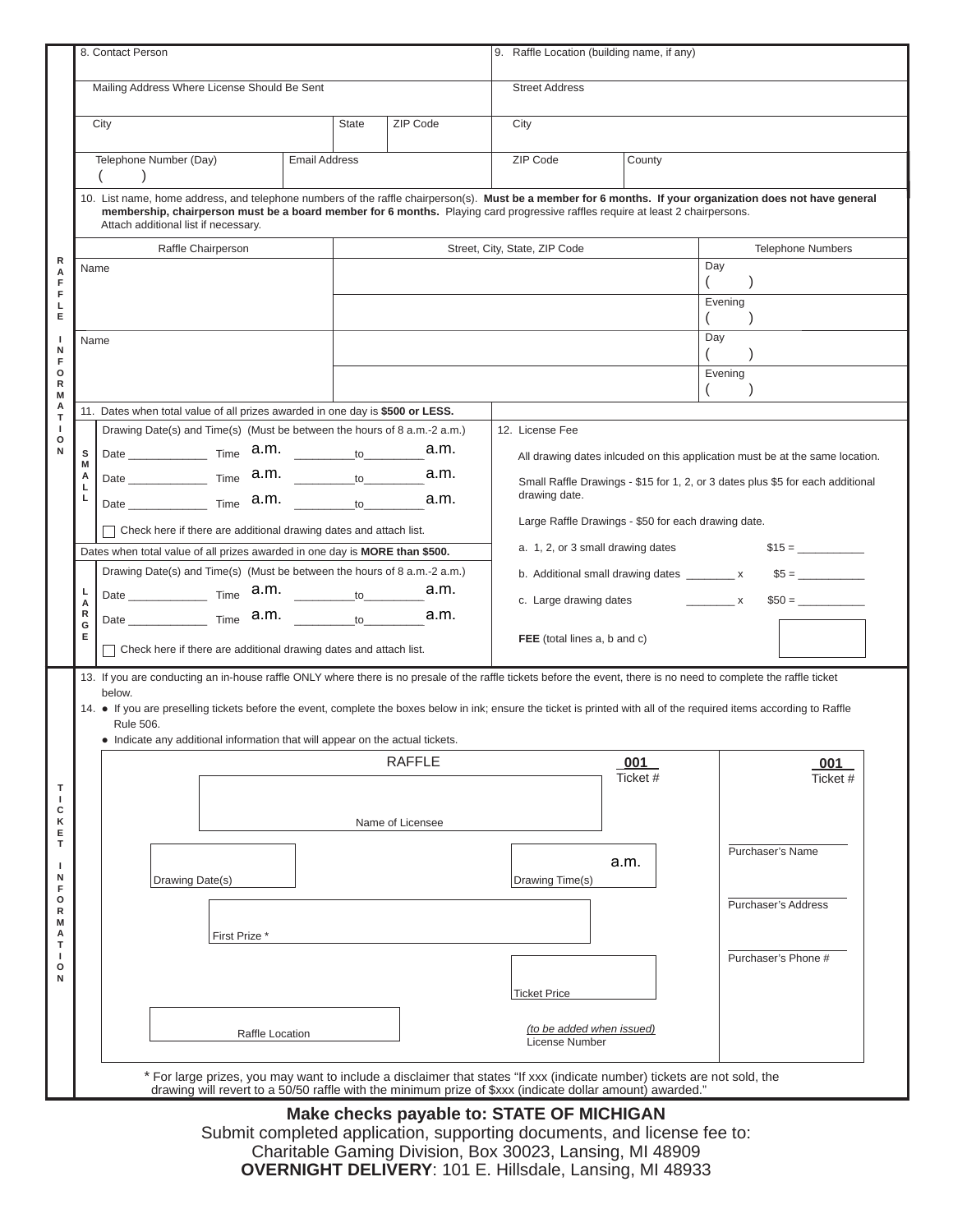## RAFFLE INFORMATION

| 8. Contact Person | | | 9. Raffle Location (building name, if any) | |
|---|---|---|---|---|
| Mailing Address Where License Should Be Sent | | | Street Address | |
| City | State | ZIP Code | City | |
| Telephone Number (Day) ( ) | Email Address | | ZIP Code | County |

10. List name, home address, and telephone numbers of the raffle chairperson(s). **Must be a member for 6 months. If your organization does not have general membership, chairperson must be a board member for 6 months.** Playing card progressive raffles require at least 2 chairpersons. Attach additional list if necessary.

| Raffle Chairperson | Street, City, State, ZIP Code | Telephone Numbers |
|---|---|---|
| Name | | Day ( ) |
| | | Evening ( ) |
| Name | | Day ( ) |
| | | Evening ( ) |

11. Dates when total value of all prizes awarded in one day is **$500 or LESS.**

**SMALL**

Drawing Date(s) and Time(s) (Must be between the hours of 8 a.m.-2 a.m.)

Date ____________ Time a.m. _________to_________ a.m.

Date ____________ Time a.m. _________to_________ a.m.

Date ____________ Time a.m. _________to_________ a.m.

☐ Check here if there are additional drawing dates and attach list.

Dates when total value of all prizes awarded in one day is **MORE than $500.**

**LARGE**

Drawing Date(s) and Time(s) (Must be between the hours of 8 a.m.-2 a.m.)

Date ____________ Time a.m. _________to_________ a.m.

Date ____________ Time a.m. _________to_________ a.m.

☐ Check here if there are additional drawing dates and attach list.

12. License Fee

All drawing dates inlcuded on this application must be at the same location.

Small Raffle Drawings - $15 for 1, 2, or 3 dates plus $5 for each additional drawing date.

Large Raffle Drawings - $50 for each drawing date.

a. 1, 2, or 3 small drawing dates $15 = ___________

b. Additional small drawing dates ________ x $5 = ___________

c. Large drawing dates ________ x $50 = ___________

**FEE** (total lines a, b and c) ☐

## TICKET INFORMATION

13. If you are conducting an in-house raffle ONLY where there is no presale of the raffle tickets before the event, there is no need to complete the raffle ticket below.

14. ● If you are preselling tickets before the event, complete the boxes below in ink; ensure the ticket is printed with all of the required items according to Raffle Rule 506.
   ● Indicate any additional information that will appear on the actual tickets.

| RAFFLE | 001 Ticket # | 001 Ticket # |
|---|---|---|
| Name of Licensee | | |
| Drawing Date(s) | Drawing Time(s) a.m. | Purchaser's Name |
| First Prize * | | Purchaser's Address |
| | Ticket Price | Purchaser's Phone # |
| Raffle Location | *(to be added when issued)* License Number | |

\* For large prizes, you may want to include a disclaimer that states "If xxx (indicate number) tickets are not sold, the drawing will revert to a 50/50 raffle with the minimum prize of $xxx (indicate dollar amount) awarded."

**Make checks payable to: STATE OF MICHIGAN**

Submit completed application, supporting documents, and license fee to:
Charitable Gaming Division, Box 30023, Lansing, MI 48909
**OVERNIGHT DELIVERY**: 101 E. Hillsdale, Lansing, MI 48933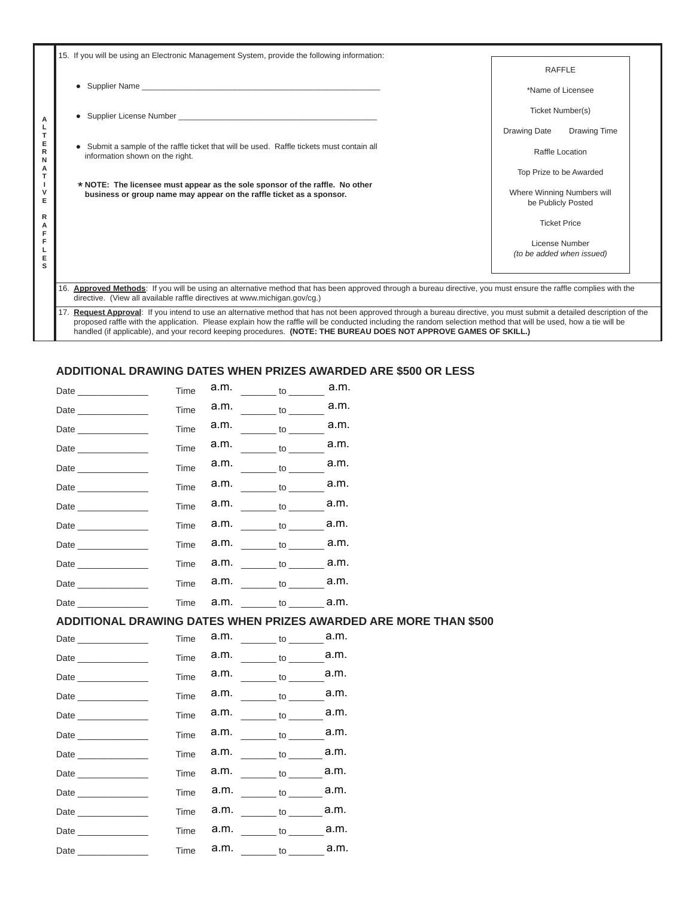ALTERNATIVE RAFFLES

15. If you will be using an Electronic Management System, provide the following information:

- Supplier Name ______________________________________________________
- Supplier License Number ____________________________________________
- Submit a sample of the raffle ticket that will be used. Raffle tickets must contain all information shown on the right.

**\* NOTE: The licensee must appear as the sole sponsor of the raffle. No other business or group name may appear on the raffle ticket as a sponsor.**

RAFFLE

\*Name of Licensee

Ticket Number(s)

Drawing Date    Drawing Time

Raffle Location

Top Prize to be Awarded

Where Winning Numbers will be Publicly Posted

Ticket Price

License Number
*(to be added when issued)*

16. **Approved Methods**: If you will be using an alternative method that has been approved through a bureau directive, you must ensure the raffle complies with the directive. (View all available raffle directives at www.michigan.gov/cg.)

17. **Request Approval**: If you intend to use an alternative method that has not been approved through a bureau directive, you must submit a detailed description of the proposed raffle with the application. Please explain how the raffle will be conducted including the random selection method that will be used, how a tie will be handled (if applicable), and your record keeping procedures. **(NOTE: THE BUREAU DOES NOT APPROVE GAMES OF SKILL.)**

## ADDITIONAL DRAWING DATES WHEN PRIZES AWARDED ARE $500 OR LESS

Date ______________ Time a.m. _______ to _______ a.m.

Date ______________ Time a.m. _______ to _______ a.m.

Date ______________ Time a.m. _______ to _______ a.m.

Date ______________ Time a.m. _______ to _______ a.m.

Date ______________ Time a.m. _______ to _______ a.m.

Date ______________ Time a.m. _______ to _______ a.m.

Date ______________ Time a.m. _______ to _______ a.m.

Date ______________ Time a.m. _______ to _______ a.m.

Date ______________ Time a.m. _______ to _______ a.m.

Date ______________ Time a.m. _______ to _______ a.m.

Date ______________ Time a.m. _______ to _______ a.m.

Date ______________ Time a.m. _______ to _______ a.m.

## ADDITIONAL DRAWING DATES WHEN PRIZES AWARDED ARE MORE THAN $500

Date ______________ Time a.m. _______ to _______ a.m.

Date ______________ Time a.m. _______ to _______ a.m.

Date ______________ Time a.m. _______ to _______ a.m.

Date ______________ Time a.m. _______ to _______ a.m.

Date ______________ Time a.m. _______ to _______ a.m.

Date ______________ Time a.m. _______ to _______ a.m.

Date ______________ Time a.m. _______ to _______ a.m.

Date ______________ Time a.m. _______ to _______ a.m.

Date ______________ Time a.m. _______ to _______ a.m.

Date ______________ Time a.m. _______ to _______ a.m.

Date ______________ Time a.m. _______ to _______ a.m.

Date ______________ Time a.m. _______ to _______ a.m.